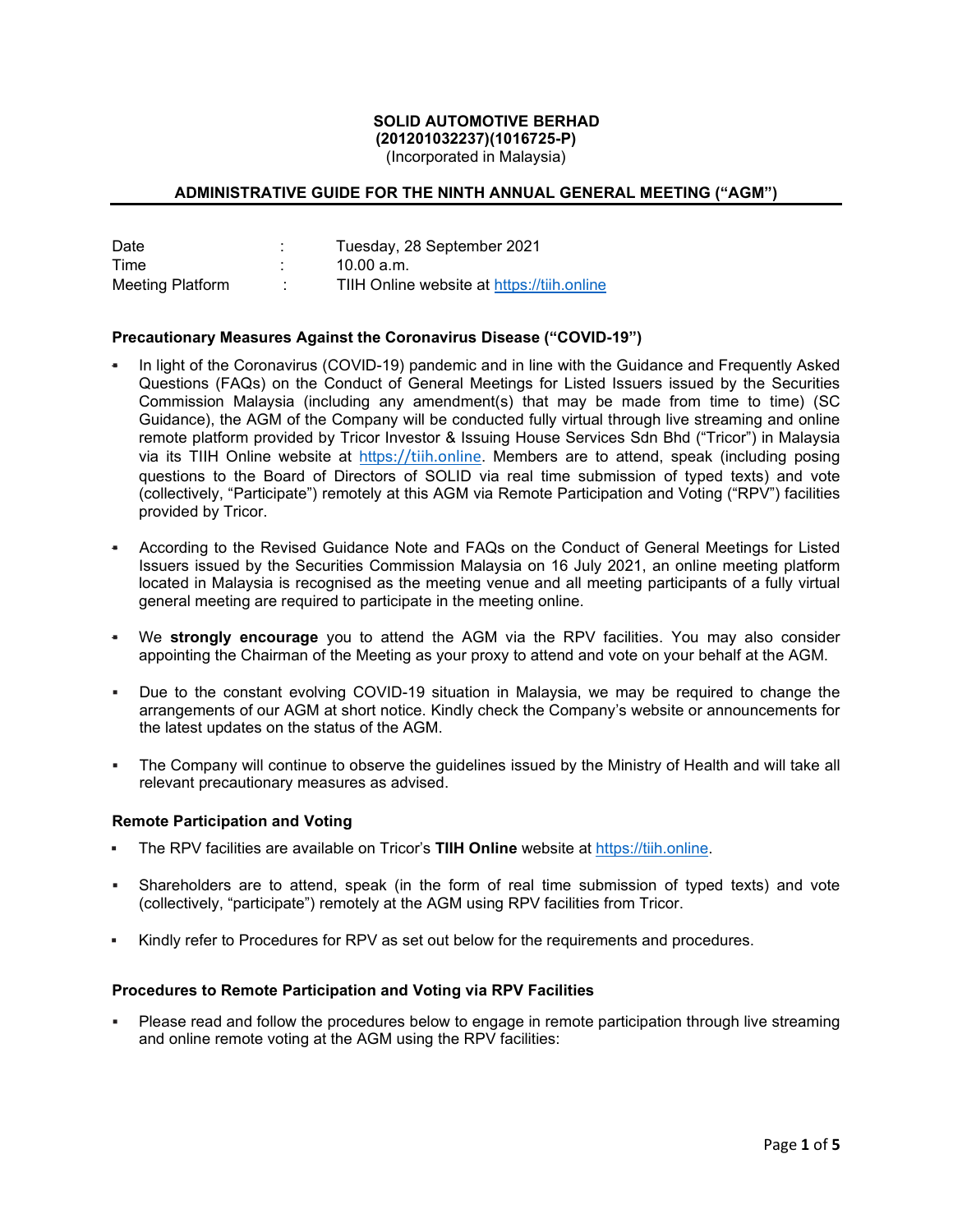**SOLID AUTOMOTIVE BERHAD**
**(201201032237)(1016725-P)**
(Incorporated in Malaysia)

## ADMINISTRATIVE GUIDE FOR THE NINTH ANNUAL GENERAL MEETING ("AGM")

| | | |
|---|---|---|
| Date | : | Tuesday, 28 September 2021 |
| Time | : | 10.00 a.m. |
| Meeting Platform | : | TIIH Online website at https://tiih.online |

### Precautionary Measures Against the Coronavirus Disease ("COVID-19")

- In light of the Coronavirus (COVID-19) pandemic and in line with the Guidance and Frequently Asked Questions (FAQs) on the Conduct of General Meetings for Listed Issuers issued by the Securities Commission Malaysia (including any amendment(s) that may be made from time to time) (SC Guidance), the AGM of the Company will be conducted fully virtual through live streaming and online remote platform provided by Tricor Investor & Issuing House Services Sdn Bhd ("Tricor") in Malaysia via its TIIH Online website at https://tiih.online. Members are to attend, speak (including posing questions to the Board of Directors of SOLID via real time submission of typed texts) and vote (collectively, "Participate") remotely at this AGM via Remote Participation and Voting ("RPV") facilities provided by Tricor.

- According to the Revised Guidance Note and FAQs on the Conduct of General Meetings for Listed Issuers issued by the Securities Commission Malaysia on 16 July 2021, an online meeting platform located in Malaysia is recognised as the meeting venue and all meeting participants of a fully virtual general meeting are required to participate in the meeting online.

- We **strongly encourage** you to attend the AGM via the RPV facilities. You may also consider appointing the Chairman of the Meeting as your proxy to attend and vote on your behalf at the AGM.

- Due to the constant evolving COVID-19 situation in Malaysia, we may be required to change the arrangements of our AGM at short notice. Kindly check the Company's website or announcements for the latest updates on the status of the AGM.

- The Company will continue to observe the guidelines issued by the Ministry of Health and will take all relevant precautionary measures as advised.

### Remote Participation and Voting

- The RPV facilities are available on Tricor's **TIIH Online** website at https://tiih.online.

- Shareholders are to attend, speak (in the form of real time submission of typed texts) and vote (collectively, "participate") remotely at the AGM using RPV facilities from Tricor.

- Kindly refer to Procedures for RPV as set out below for the requirements and procedures.

### Procedures to Remote Participation and Voting via RPV Facilities

- Please read and follow the procedures below to engage in remote participation through live streaming and online remote voting at the AGM using the RPV facilities: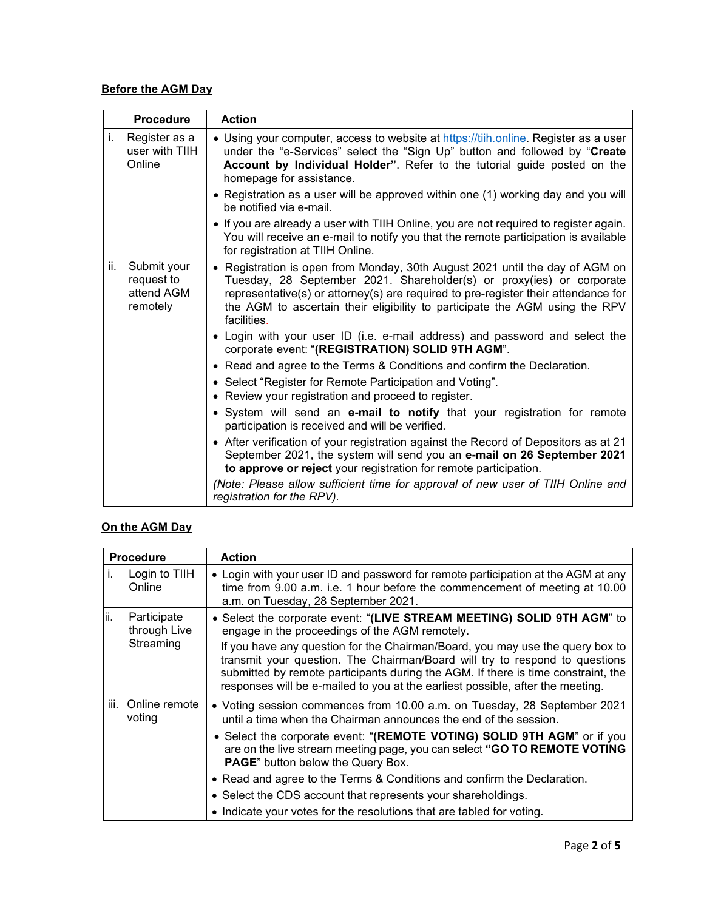**Before the AGM Day**

| Procedure | Action |
|---|---|
| i. Register as a user with TIIH Online | • Using your computer, access to website at https://tiih.online. Register as a user under the "e-Services" select the "Sign Up" button and followed by "**Create Account by Individual Holder**". Refer to the tutorial guide posted on the homepage for assistance.<br>• Registration as a user will be approved within one (1) working day and you will be notified via e-mail.<br>• If you are already a user with TIIH Online, you are not required to register again. You will receive an e-mail to notify you that the remote participation is available for registration at TIIH Online. |
| ii. Submit your request to attend AGM remotely | • Registration is open from Monday, 30th August 2021 until the day of AGM on Tuesday, 28 September 2021. Shareholder(s) or proxy(ies) or corporate representative(s) or attorney(s) are required to pre-register their attendance for the AGM to ascertain their eligibility to participate the AGM using the RPV facilities.<br>• Login with your user ID (i.e. e-mail address) and password and select the corporate event: "**(REGISTRATION) SOLID 9TH AGM**".<br>• Read and agree to the Terms & Conditions and confirm the Declaration.<br>• Select "Register for Remote Participation and Voting".<br>• Review your registration and proceed to register.<br>• System will send an **e-mail to notify** that your registration for remote participation is received and will be verified.<br>• After verification of your registration against the Record of Depositors as at 21 September 2021, the system will send you an **e-mail on 26 September 2021 to approve or reject** your registration for remote participation.<br>*(Note: Please allow sufficient time for approval of new user of TIIH Online and registration for the RPV).* |

**On the AGM Day**

| Procedure | Action |
|---|---|
| i. Login to TIIH Online | • Login with your user ID and password for remote participation at the AGM at any time from 9.00 a.m. i.e. 1 hour before the commencement of meeting at 10.00 a.m. on Tuesday, 28 September 2021. |
| ii. Participate through Live Streaming | • Select the corporate event: "**(LIVE STREAM MEETING) SOLID 9TH AGM**" to engage in the proceedings of the AGM remotely.<br>If you have any question for the Chairman/Board, you may use the query box to transmit your question. The Chairman/Board will try to respond to questions submitted by remote participants during the AGM. If there is time constraint, the responses will be e-mailed to you at the earliest possible, after the meeting. |
| iii. Online remote voting | • Voting session commences from 10.00 a.m. on Tuesday, 28 September 2021 until a time when the Chairman announces the end of the session.<br>• Select the corporate event: "**(REMOTE VOTING) SOLID 9TH AGM**" or if you are on the live stream meeting page, you can select **"GO TO REMOTE VOTING PAGE**" button below the Query Box.<br>• Read and agree to the Terms & Conditions and confirm the Declaration.<br>• Select the CDS account that represents your shareholdings.<br>• Indicate your votes for the resolutions that are tabled for voting. |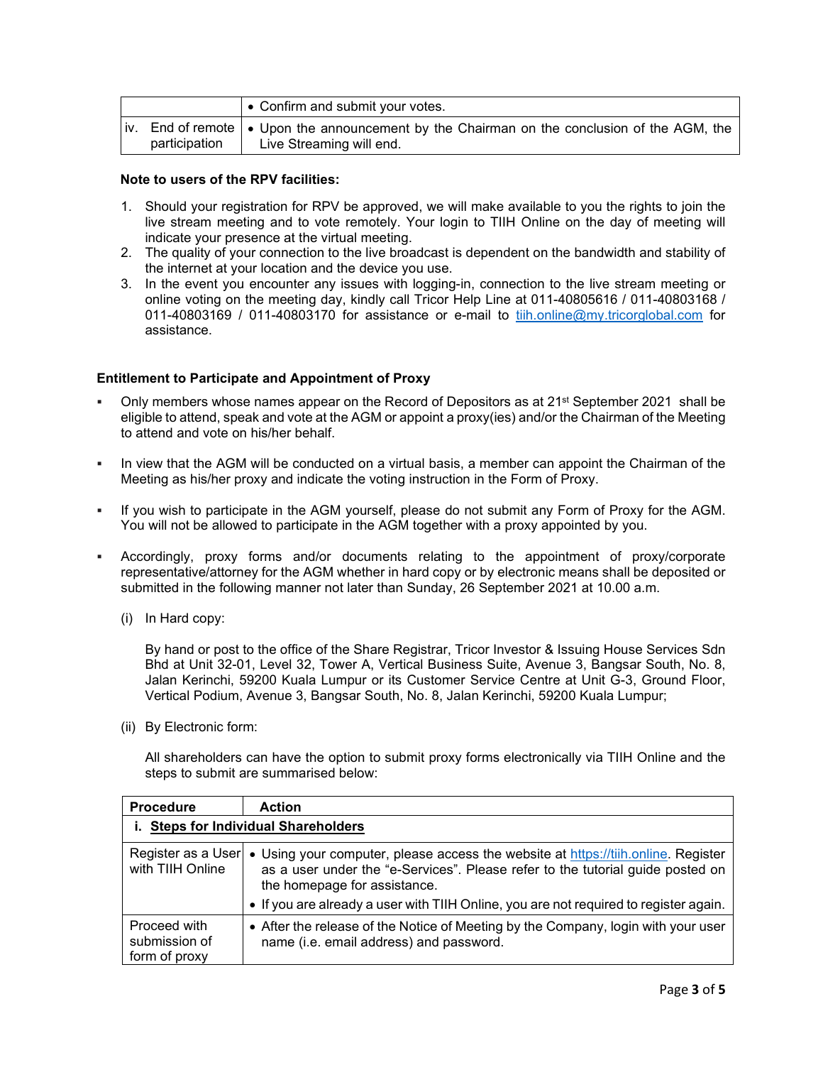| | |
|---|---|
| | • Confirm and submit your votes. |
| iv. End of remote participation | • Upon the announcement by the Chairman on the conclusion of the AGM, the Live Streaming will end. |

**Note to users of the RPV facilities:**

1. Should your registration for RPV be approved, we will make available to you the rights to join the live stream meeting and to vote remotely. Your login to TIIH Online on the day of meeting will indicate your presence at the virtual meeting.
2. The quality of your connection to the live broadcast is dependent on the bandwidth and stability of the internet at your location and the device you use.
3. In the event you encounter any issues with logging-in, connection to the live stream meeting or online voting on the meeting day, kindly call Tricor Help Line at 011-40805616 / 011-40803168 / 011-40803169 / 011-40803170 for assistance or e-mail to tiih.online@my.tricorglobal.com for assistance.

### Entitlement to Participate and Appointment of Proxy

- Only members whose names appear on the Record of Depositors as at 21st September 2021 shall be eligible to attend, speak and vote at the AGM or appoint a proxy(ies) and/or the Chairman of the Meeting to attend and vote on his/her behalf.

- In view that the AGM will be conducted on a virtual basis, a member can appoint the Chairman of the Meeting as his/her proxy and indicate the voting instruction in the Form of Proxy.

- If you wish to participate in the AGM yourself, please do not submit any Form of Proxy for the AGM. You will not be allowed to participate in the AGM together with a proxy appointed by you.

- Accordingly, proxy forms and/or documents relating to the appointment of proxy/corporate representative/attorney for the AGM whether in hard copy or by electronic means shall be deposited or submitted in the following manner not later than Sunday, 26 September 2021 at 10.00 a.m.

  (i) In Hard copy:

  By hand or post to the office of the Share Registrar, Tricor Investor & Issuing House Services Sdn Bhd at Unit 32-01, Level 32, Tower A, Vertical Business Suite, Avenue 3, Bangsar South, No. 8, Jalan Kerinchi, 59200 Kuala Lumpur or its Customer Service Centre at Unit G-3, Ground Floor, Vertical Podium, Avenue 3, Bangsar South, No. 8, Jalan Kerinchi, 59200 Kuala Lumpur;

  (ii) By Electronic form:

  All shareholders can have the option to submit proxy forms electronically via TIIH Online and the steps to submit are summarised below:

| Procedure | Action |
|---|---|
| **i. Steps for Individual Shareholders** | |
| Register as a User with TIIH Online | • Using your computer, please access the website at https://tiih.online. Register as a user under the "e-Services". Please refer to the tutorial guide posted on the homepage for assistance.<br>• If you are already a user with TIIH Online, you are not required to register again. |
| Proceed with submission of form of proxy | • After the release of the Notice of Meeting by the Company, login with your user name (i.e. email address) and password. |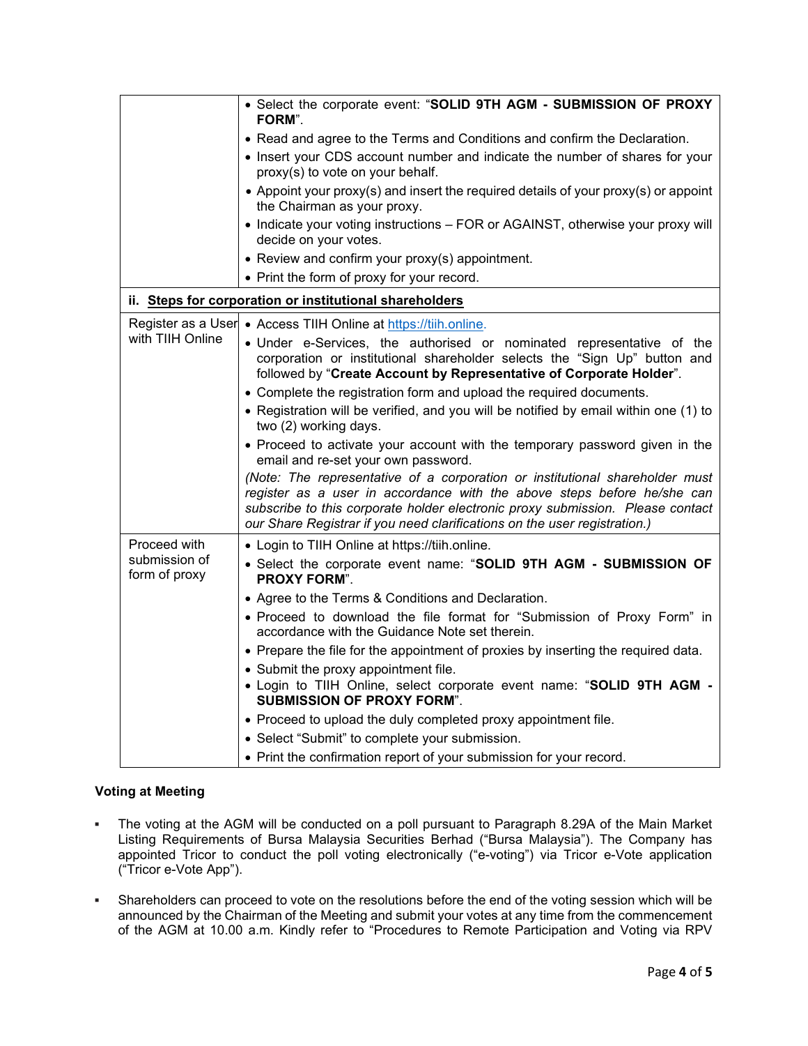| | |
|---|---|
| | • Select the corporate event: "**SOLID 9TH AGM - SUBMISSION OF PROXY FORM**".<br>• Read and agree to the Terms and Conditions and confirm the Declaration.<br>• Insert your CDS account number and indicate the number of shares for your proxy(s) to vote on your behalf.<br>• Appoint your proxy(s) and insert the required details of your proxy(s) or appoint the Chairman as your proxy.<br>• Indicate your voting instructions – FOR or AGAINST, otherwise your proxy will decide on your votes.<br>• Review and confirm your proxy(s) appointment.<br>• Print the form of proxy for your record. |
| **ii. Steps for corporation or institutional shareholders** | |
| Register as a User with TIIH Online | • Access TIIH Online at https://tiih.online.<br>• Under e-Services, the authorised or nominated representative of the corporation or institutional shareholder selects the "Sign Up" button and followed by "**Create Account by Representative of Corporate Holder**".<br>• Complete the registration form and upload the required documents.<br>• Registration will be verified, and you will be notified by email within one (1) to two (2) working days.<br>• Proceed to activate your account with the temporary password given in the email and re-set your own password.<br>*(Note: The representative of a corporation or institutional shareholder must register as a user in accordance with the above steps before he/she can subscribe to this corporate holder electronic proxy submission. Please contact our Share Registrar if you need clarifications on the user registration.)* |
| Proceed with submission of form of proxy | • Login to TIIH Online at https://tiih.online.<br>• Select the corporate event name: "**SOLID 9TH AGM - SUBMISSION OF PROXY FORM**".<br>• Agree to the Terms & Conditions and Declaration.<br>• Proceed to download the file format for "Submission of Proxy Form" in accordance with the Guidance Note set therein.<br>• Prepare the file for the appointment of proxies by inserting the required data.<br>• Submit the proxy appointment file.<br>• Login to TIIH Online, select corporate event name: "**SOLID 9TH AGM - SUBMISSION OF PROXY FORM**".<br>• Proceed to upload the duly completed proxy appointment file.<br>• Select "Submit" to complete your submission.<br>• Print the confirmation report of your submission for your record. |

**Voting at Meeting**

- The voting at the AGM will be conducted on a poll pursuant to Paragraph 8.29A of the Main Market Listing Requirements of Bursa Malaysia Securities Berhad ("Bursa Malaysia"). The Company has appointed Tricor to conduct the poll voting electronically ("e-voting") via Tricor e-Vote application ("Tricor e-Vote App").

- Shareholders can proceed to vote on the resolutions before the end of the voting session which will be announced by the Chairman of the Meeting and submit your votes at any time from the commencement of the AGM at 10.00 a.m. Kindly refer to "Procedures to Remote Participation and Voting via RPV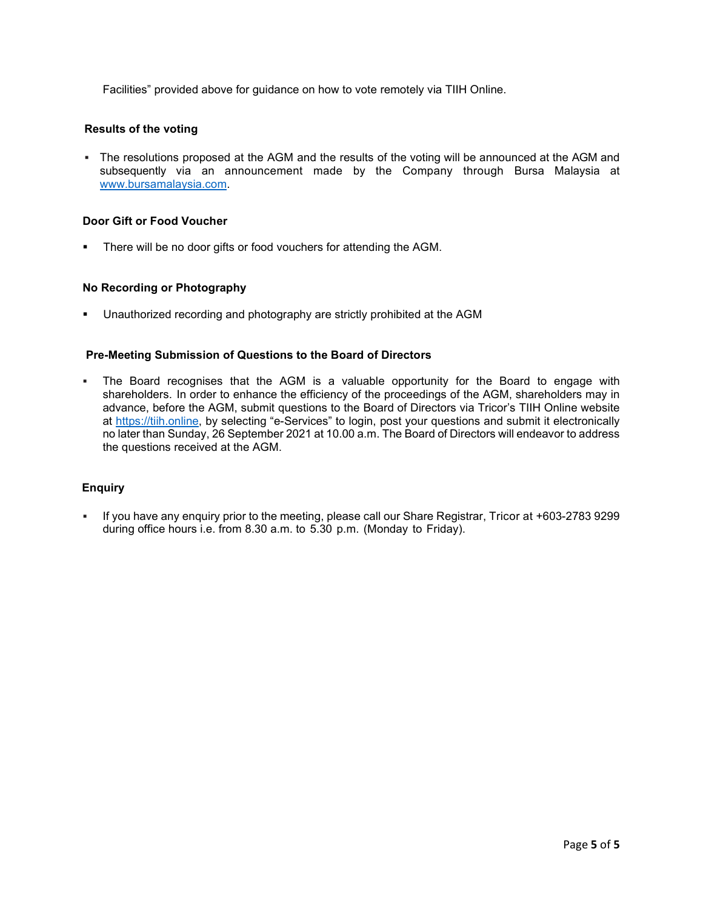Facilities" provided above for guidance on how to vote remotely via TIIH Online.

**Results of the voting**

- The resolutions proposed at the AGM and the results of the voting will be announced at the AGM and subsequently via an announcement made by the Company through Bursa Malaysia at www.bursamalaysia.com.

**Door Gift or Food Voucher**

- There will be no door gifts or food vouchers for attending the AGM.

**No Recording or Photography**

- Unauthorized recording and photography are strictly prohibited at the AGM

**Pre-Meeting Submission of Questions to the Board of Directors**

- The Board recognises that the AGM is a valuable opportunity for the Board to engage with shareholders. In order to enhance the efficiency of the proceedings of the AGM, shareholders may in advance, before the AGM, submit questions to the Board of Directors via Tricor's TIIH Online website at https://tiih.online, by selecting "e-Services" to login, post your questions and submit it electronically no later than Sunday, 26 September 2021 at 10.00 a.m. The Board of Directors will endeavor to address the questions received at the AGM.

**Enquiry**

- If you have any enquiry prior to the meeting, please call our Share Registrar, Tricor at +603-2783 9299 during office hours i.e. from 8.30 a.m. to 5.30 p.m. (Monday to Friday).